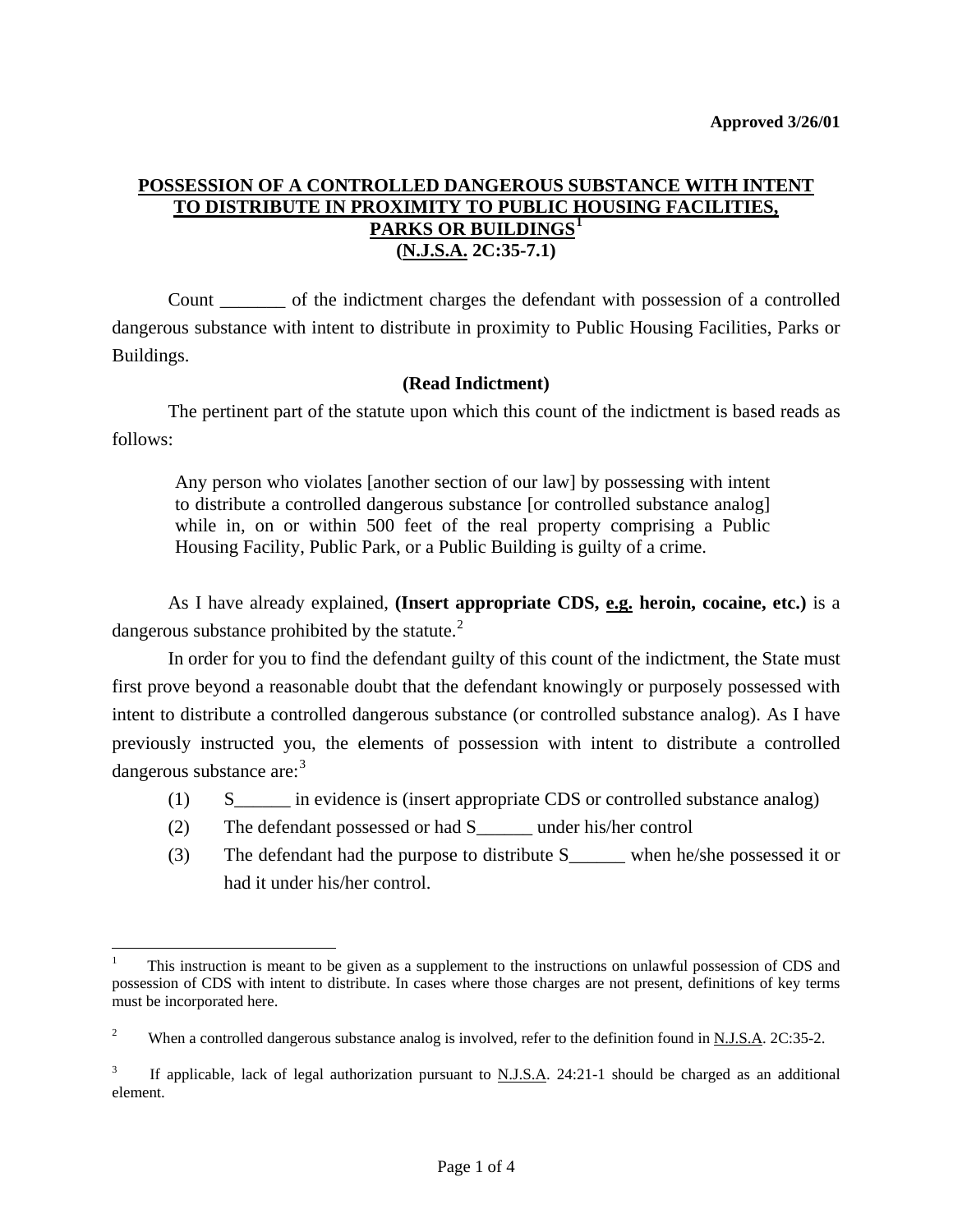**Approved 3/26/01**

## POSSESSION OF A CONTROLLED DANGEROUS SUBSTANCE WITH INTENT TO DISTRIBUTE IN PROXIMITY TO PUBLIC HOUSING FACILITIES, PARKS OR BUILDINGS[1]
## (N.J.S.A. 2C:35-7.1)

Count _______ of the indictment charges the defendant with possession of a controlled dangerous substance with intent to distribute in proximity to Public Housing Facilities, Parks or Buildings.

**(Read Indictment)**

The pertinent part of the statute upon which this count of the indictment is based reads as follows:

> Any person who violates [another section of our law] by possessing with intent to distribute a controlled dangerous substance [or controlled substance analog] while in, on or within 500 feet of the real property comprising a Public Housing Facility, Public Park, or a Public Building is guilty of a crime.

As I have already explained, **(Insert appropriate CDS, e.g. heroin, cocaine, etc.)** is a dangerous substance prohibited by the statute.[2]

In order for you to find the defendant guilty of this count of the indictment, the State must first prove beyond a reasonable doubt that the defendant knowingly or purposely possessed with intent to distribute a controlled dangerous substance (or controlled substance analog). As I have previously instructed you, the elements of possession with intent to distribute a controlled dangerous substance are:[3]

(1) S______ in evidence is (insert appropriate CDS or controlled substance analog)

(2) The defendant possessed or had S______ under his/her control

(3) The defendant had the purpose to distribute S______ when he/she possessed it or had it under his/her control.

---

[1] This instruction is meant to be given as a supplement to the instructions on unlawful possession of CDS and possession of CDS with intent to distribute. In cases where those charges are not present, definitions of key terms must be incorporated here.

[2] When a controlled dangerous substance analog is involved, refer to the definition found in N.J.S.A. 2C:35-2.

[3] If applicable, lack of legal authorization pursuant to N.J.S.A. 24:21-1 should be charged as an additional element.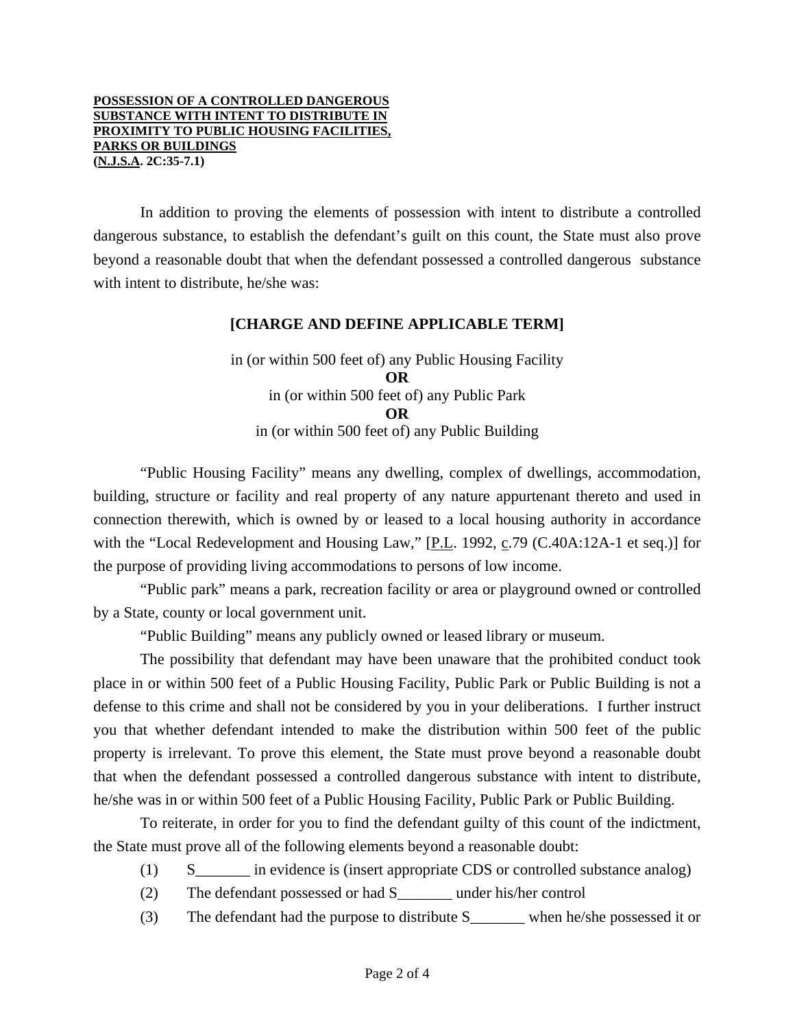**POSSESSION OF A CONTROLLED DANGEROUS SUBSTANCE WITH INTENT TO DISTRIBUTE IN PROXIMITY TO PUBLIC HOUSING FACILITIES, PARKS OR BUILDINGS**
**(N.J.S.A. 2C:35-7.1)**

In addition to proving the elements of possession with intent to distribute a controlled dangerous substance, to establish the defendant's guilt on this count, the State must also prove beyond a reasonable doubt that when the defendant possessed a controlled dangerous substance with intent to distribute, he/she was:

**[CHARGE AND DEFINE APPLICABLE TERM]**

in (or within 500 feet of) any Public Housing Facility
**OR**
in (or within 500 feet of) any Public Park
**OR**
in (or within 500 feet of) any Public Building

"Public Housing Facility" means any dwelling, complex of dwellings, accommodation, building, structure or facility and real property of any nature appurtenant thereto and used in connection therewith, which is owned by or leased to a local housing authority in accordance with the "Local Redevelopment and Housing Law," [P.L. 1992, c.79 (C.40A:12A-1 et seq.)] for the purpose of providing living accommodations to persons of low income.

"Public park" means a park, recreation facility or area or playground owned or controlled by a State, county or local government unit.

"Public Building" means any publicly owned or leased library or museum.

The possibility that defendant may have been unaware that the prohibited conduct took place in or within 500 feet of a Public Housing Facility, Public Park or Public Building is not a defense to this crime and shall not be considered by you in your deliberations. I further instruct you that whether defendant intended to make the distribution within 500 feet of the public property is irrelevant. To prove this element, the State must prove beyond a reasonable doubt that when the defendant possessed a controlled dangerous substance with intent to distribute, he/she was in or within 500 feet of a Public Housing Facility, Public Park or Public Building.

To reiterate, in order for you to find the defendant guilty of this count of the indictment, the State must prove all of the following elements beyond a reasonable doubt:

(1) S_______ in evidence is (insert appropriate CDS or controlled substance analog)

(2) The defendant possessed or had S_______ under his/her control

(3) The defendant had the purpose to distribute S_______ when he/she possessed it or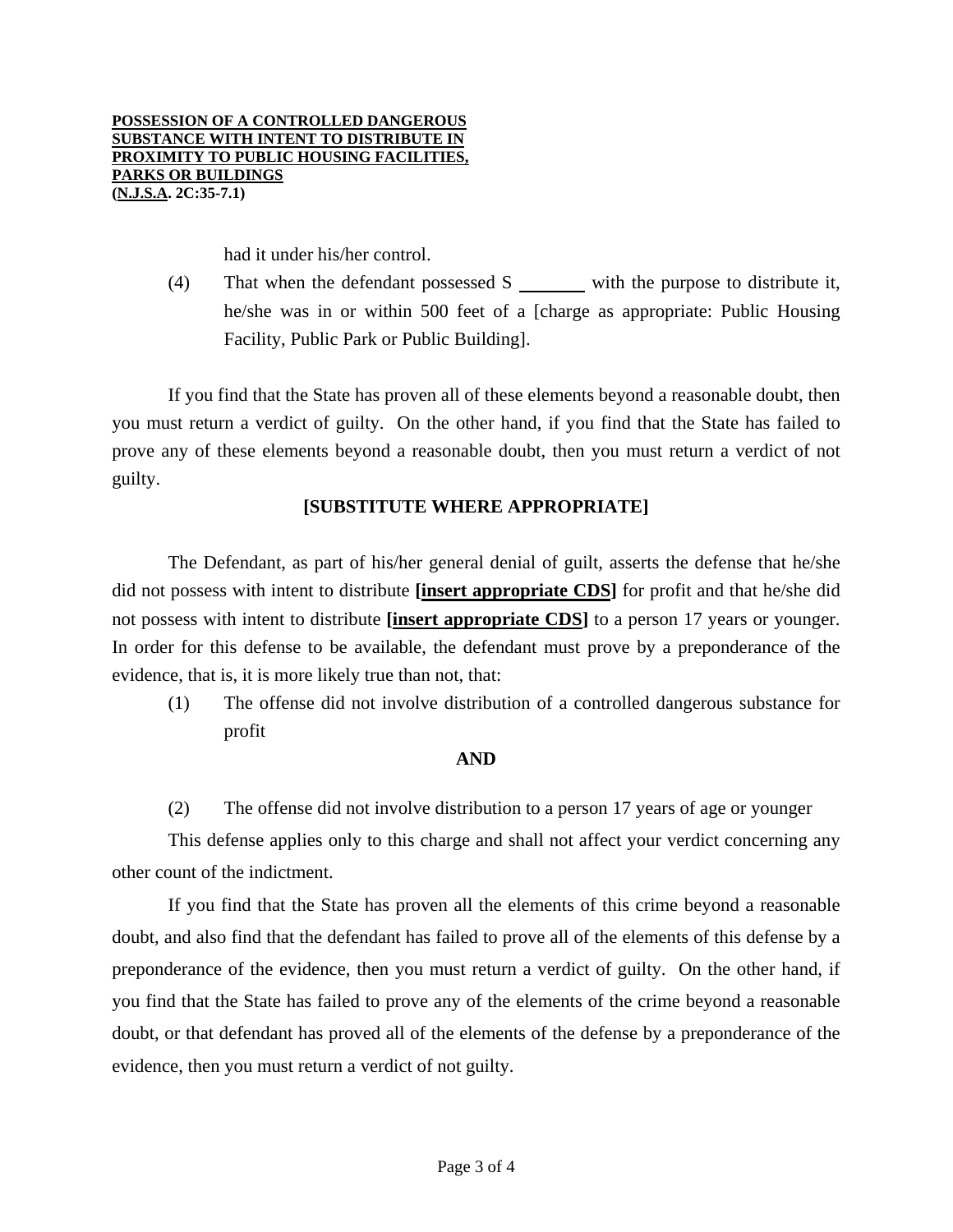had it under his/her control.

(4) That when the defendant possessed S _______ with the purpose to distribute it, he/she was in or within 500 feet of a [charge as appropriate: Public Housing Facility, Public Park or Public Building].

If you find that the State has proven all of these elements beyond a reasonable doubt, then you must return a verdict of guilty. On the other hand, if you find that the State has failed to prove any of these elements beyond a reasonable doubt, then you must return a verdict of not guilty.

**[SUBSTITUTE WHERE APPROPRIATE]**

The Defendant, as part of his/her general denial of guilt, asserts the defense that he/she did not possess with intent to distribute **[insert appropriate CDS]** for profit and that he/she did not possess with intent to distribute **[insert appropriate CDS]** to a person 17 years or younger. In order for this defense to be available, the defendant must prove by a preponderance of the evidence, that is, it is more likely true than not, that:

(1) The offense did not involve distribution of a controlled dangerous substance for profit

**AND**

(2) The offense did not involve distribution to a person 17 years of age or younger

This defense applies only to this charge and shall not affect your verdict concerning any other count of the indictment.

If you find that the State has proven all the elements of this crime beyond a reasonable doubt, and also find that the defendant has failed to prove all of the elements of this defense by a preponderance of the evidence, then you must return a verdict of guilty. On the other hand, if you find that the State has failed to prove any of the elements of the crime beyond a reasonable doubt, or that defendant has proved all of the elements of the defense by a preponderance of the evidence, then you must return a verdict of not guilty.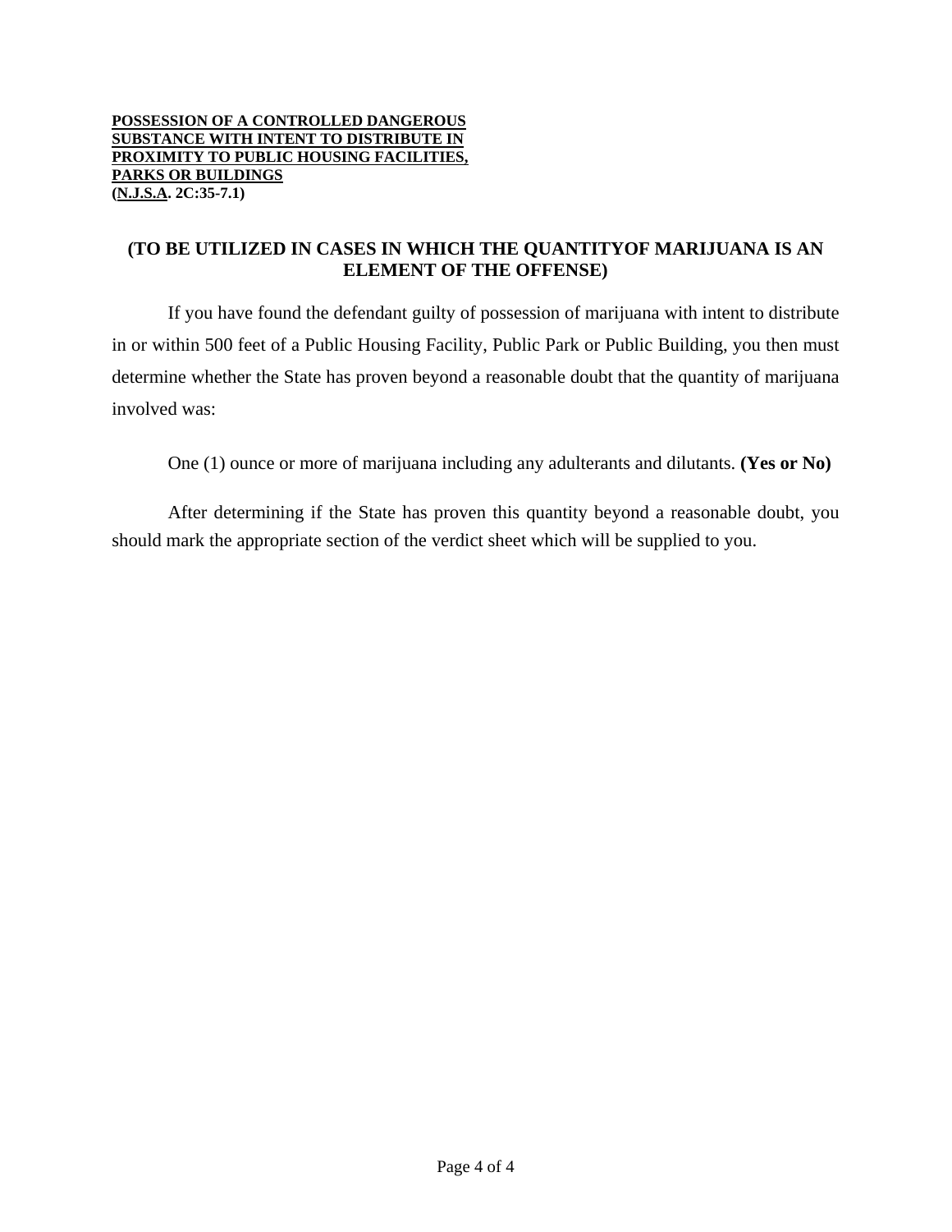**POSSESSION OF A CONTROLLED DANGEROUS SUBSTANCE WITH INTENT TO DISTRIBUTE IN PROXIMITY TO PUBLIC HOUSING FACILITIES, PARKS OR BUILDINGS**
**(N.J.S.A. 2C:35-7.1)**

## (TO BE UTILIZED IN CASES IN WHICH THE QUANTITYOF MARIJUANA IS AN ELEMENT OF THE OFFENSE)

If you have found the defendant guilty of possession of marijuana with intent to distribute in or within 500 feet of a Public Housing Facility, Public Park or Public Building, you then must determine whether the State has proven beyond a reasonable doubt that the quantity of marijuana involved was:

One (1) ounce or more of marijuana including any adulterants and dilutants. **(Yes or No)**

After determining if the State has proven this quantity beyond a reasonable doubt, you should mark the appropriate section of the verdict sheet which will be supplied to you.